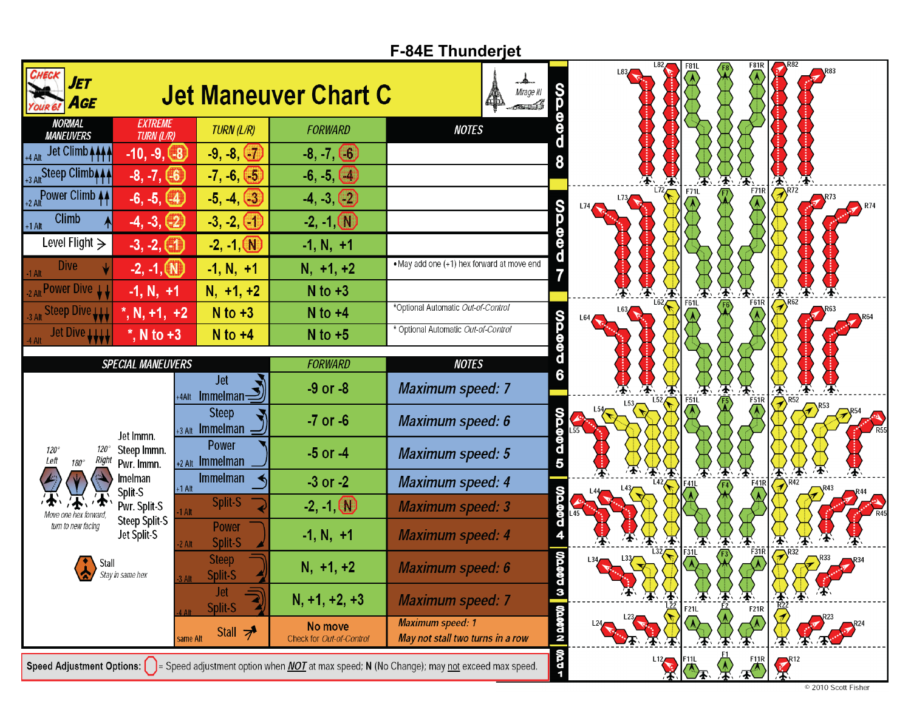# F-84E Thunderjet

## Jet Maneuver Chart C

Check Your 6! Jet Age

| NORMAL MANEUVERS | EXTREME TURN (L/R) | TURN (L/R) | FORWARD | NOTES |
|---|---|---|---|---|
| +4 Alt Jet Climb | -10, -9, -8 | -9, -8, -7 | -8, -7, -6 | |
| +3 Alt Steep Climb | -8, -7, -6 | -7, -6, -5 | -6, -5, -4 | |
| +2 Alt Power Climb | -6, -5, -4 | -5, -4, -3 | -4, -3, -2 | |
| +1 Alt Climb | -4, -3, -2 | -3, -2, -1 | -2, -1, N | |
| Level Flight | -3, -2, -1 | -2, -1, N | -1, N, +1 | |
| -1 Alt Dive | -2, -1, N | -1, N, +1 | N, +1, +2 | •May add one (+1) hex forward at move end |
| -2 Alt Power Dive | -1, N, +1 | N, +1, +2 | N to +3 | |
| -3 Alt Steep Dive | *, N, +1, +2 | N to +3 | N to +4 | *Optional Automatic *Out-of-Control* |
| -4 Alt Jet Dive | *, N to +3 | N to +4 | N to +5 | * Optional Automatic *Out-of-Control* |

| SPECIAL MANEUVERS | FORWARD | NOTES |
|---|---|---|
| +4Alt Jet Immelman | -9 or -8 | *Maximum speed: 7* |
| +3 Alt Steep Immelman | -7 or -6 | *Maximum speed: 6* |
| +2 Alt Power Immelman | -5 or -4 | *Maximum speed: 5* |
| +1 Alt Immelman | -3 or -2 | *Maximum speed: 4* |
| -1 Alt Split-S | -2, -1, N | *Maximum speed: 3* |
| -2 Alt Power Split-S | -1, N, +1 | *Maximum speed: 4* |
| -3 Alt Steep Split-S | N, +1, +2 | *Maximum speed: 6* |
| -4 Alt Jet Split-S | N, +1, +2, +3 | *Maximum speed: 7* |
| same Alt Stall | No move<br>Check for *Out-of-Control* | *Maximum speed: 1*<br>*May not stall two turns in a row* |

120° Left — 180° — 120° Right

Jet Immn.
Steep Immn.
Pwr. Immn.
Imelman
Split-S
Pwr. Split-S
Steep Split-S
Jet Split-S

*Move one hex forward, turn to new facing*

Stall
*Stay in same hex*

**Speed Adjustment Options:** ◯ = Speed adjustment option when ***NOT*** at max speed; **N** (No Change); may not exceed max speed.

Speed 8: L83, L82, F81L, F8, F81R, R82, R83
Speed 7: L74, L73, L72, F71L, F7, F71R, R72, R73, R74
Speed 6: L64, L63, L62, F61L, F6, F61R, R62, R63, R64
Speed 5: L55, L54, L53, L52, F51L, F5, F51R, R52, R53, R54, R55
Speed 4: L45, L44, L43, L42, F41L, F4, F41R, R42, R43, R44, R45
Speed 3: L34, L33, L32, F31L, F3, F31R, R32, R33, R34
Speed 2: L24, L23, L22, F21L, F2, F21R, R22, R23, R24
Spd 1: L12, F11L, F1, F11R, R12

Mirage III

© 2010 Scott Fisher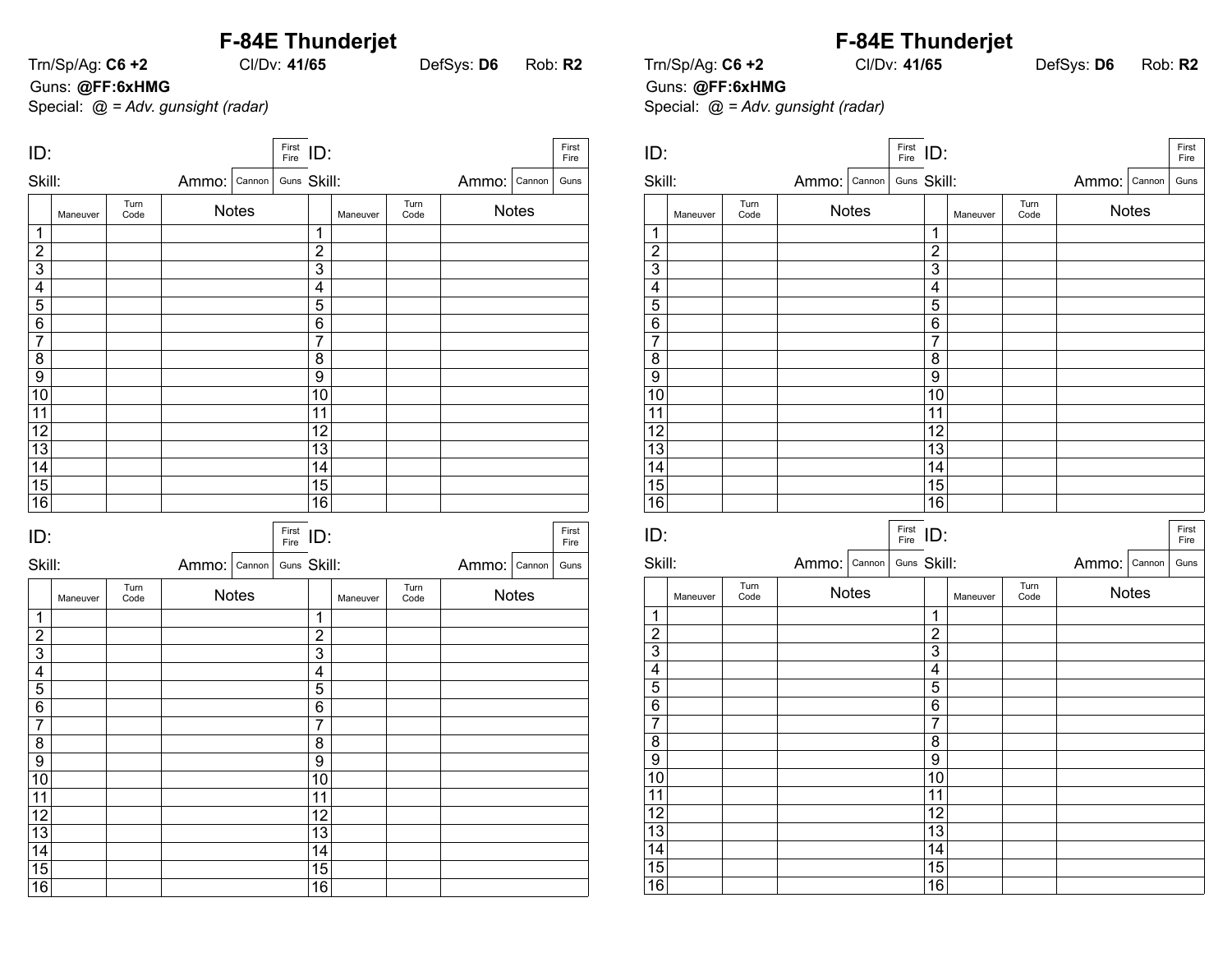# F-84E Thunderjet

Trn/Sp/Ag: **C6 +2** Cl/Dv: **41/65** DefSys: **D6** Rob: **R2**

Guns: **@FF:6xHMG**

Special: @ = *Adv. gunsight (radar)*

| ID: | | | | First Fire |
|---|---|---|---|---|
| Skill: | | Ammo: | Cannon | Guns |

| | Maneuver | Turn Code | Notes |
|---|---|---|---|
| 1 | | | |
| 2 | | | |
| 3 | | | |
| 4 | | | |
| 5 | | | |
| 6 | | | |
| 7 | | | |
| 8 | | | |
| 9 | | | |
| 10 | | | |
| 11 | | | |
| 12 | | | |
| 13 | | | |
| 14 | | | |
| 15 | | | |
| 16 | | | |

| ID: | | | | First Fire |
|---|---|---|---|---|
| Skill: | | Ammo: | Cannon | Guns |

| | Maneuver | Turn Code | Notes |
|---|---|---|---|
| 1 | | | |
| 2 | | | |
| 3 | | | |
| 4 | | | |
| 5 | | | |
| 6 | | | |
| 7 | | | |
| 8 | | | |
| 9 | | | |
| 10 | | | |
| 11 | | | |
| 12 | | | |
| 13 | | | |
| 14 | | | |
| 15 | | | |
| 16 | | | |

| ID: | | | | First Fire |
|---|---|---|---|---|
| Skill: | | Ammo: | Cannon | Guns |

| | Maneuver | Turn Code | Notes |
|---|---|---|---|
| 1 | | | |
| 2 | | | |
| 3 | | | |
| 4 | | | |
| 5 | | | |
| 6 | | | |
| 7 | | | |
| 8 | | | |
| 9 | | | |
| 10 | | | |
| 11 | | | |
| 12 | | | |
| 13 | | | |
| 14 | | | |
| 15 | | | |
| 16 | | | |

| ID: | | | | First Fire |
|---|---|---|---|---|
| Skill: | | Ammo: | Cannon | Guns |

| | Maneuver | Turn Code | Notes |
|---|---|---|---|
| 1 | | | |
| 2 | | | |
| 3 | | | |
| 4 | | | |
| 5 | | | |
| 6 | | | |
| 7 | | | |
| 8 | | | |
| 9 | | | |
| 10 | | | |
| 11 | | | |
| 12 | | | |
| 13 | | | |
| 14 | | | |
| 15 | | | |
| 16 | | | |

# F-84E Thunderjet

Trn/Sp/Ag: **C6 +2** Cl/Dv: **41/65** DefSys: **D6** Rob: **R2**

Guns: **@FF:6xHMG**

Special: @ = *Adv. gunsight (radar)*

| ID: | | | | First Fire |
|---|---|---|---|---|
| Skill: | | Ammo: | Cannon | Guns |

| | Maneuver | Turn Code | Notes |
|---|---|---|---|
| 1 | | | |
| 2 | | | |
| 3 | | | |
| 4 | | | |
| 5 | | | |
| 6 | | | |
| 7 | | | |
| 8 | | | |
| 9 | | | |
| 10 | | | |
| 11 | | | |
| 12 | | | |
| 13 | | | |
| 14 | | | |
| 15 | | | |
| 16 | | | |

| ID: | | | | First Fire |
|---|---|---|---|---|
| Skill: | | Ammo: | Cannon | Guns |

| | Maneuver | Turn Code | Notes |
|---|---|---|---|
| 1 | | | |
| 2 | | | |
| 3 | | | |
| 4 | | | |
| 5 | | | |
| 6 | | | |
| 7 | | | |
| 8 | | | |
| 9 | | | |
| 10 | | | |
| 11 | | | |
| 12 | | | |
| 13 | | | |
| 14 | | | |
| 15 | | | |
| 16 | | | |

| ID: | | | | First Fire |
|---|---|---|---|---|
| Skill: | | Ammo: | Cannon | Guns |

| | Maneuver | Turn Code | Notes |
|---|---|---|---|
| 1 | | | |
| 2 | | | |
| 3 | | | |
| 4 | | | |
| 5 | | | |
| 6 | | | |
| 7 | | | |
| 8 | | | |
| 9 | | | |
| 10 | | | |
| 11 | | | |
| 12 | | | |
| 13 | | | |
| 14 | | | |
| 15 | | | |
| 16 | | | |

| ID: | | | | First Fire |
|---|---|---|---|---|
| Skill: | | Ammo: | Cannon | Guns |

| | Maneuver | Turn Code | Notes |
|---|---|---|---|
| 1 | | | |
| 2 | | | |
| 3 | | | |
| 4 | | | |
| 5 | | | |
| 6 | | | |
| 7 | | | |
| 8 | | | |
| 9 | | | |
| 10 | | | |
| 11 | | | |
| 12 | | | |
| 13 | | | |
| 14 | | | |
| 15 | | | |
| 16 | | | |